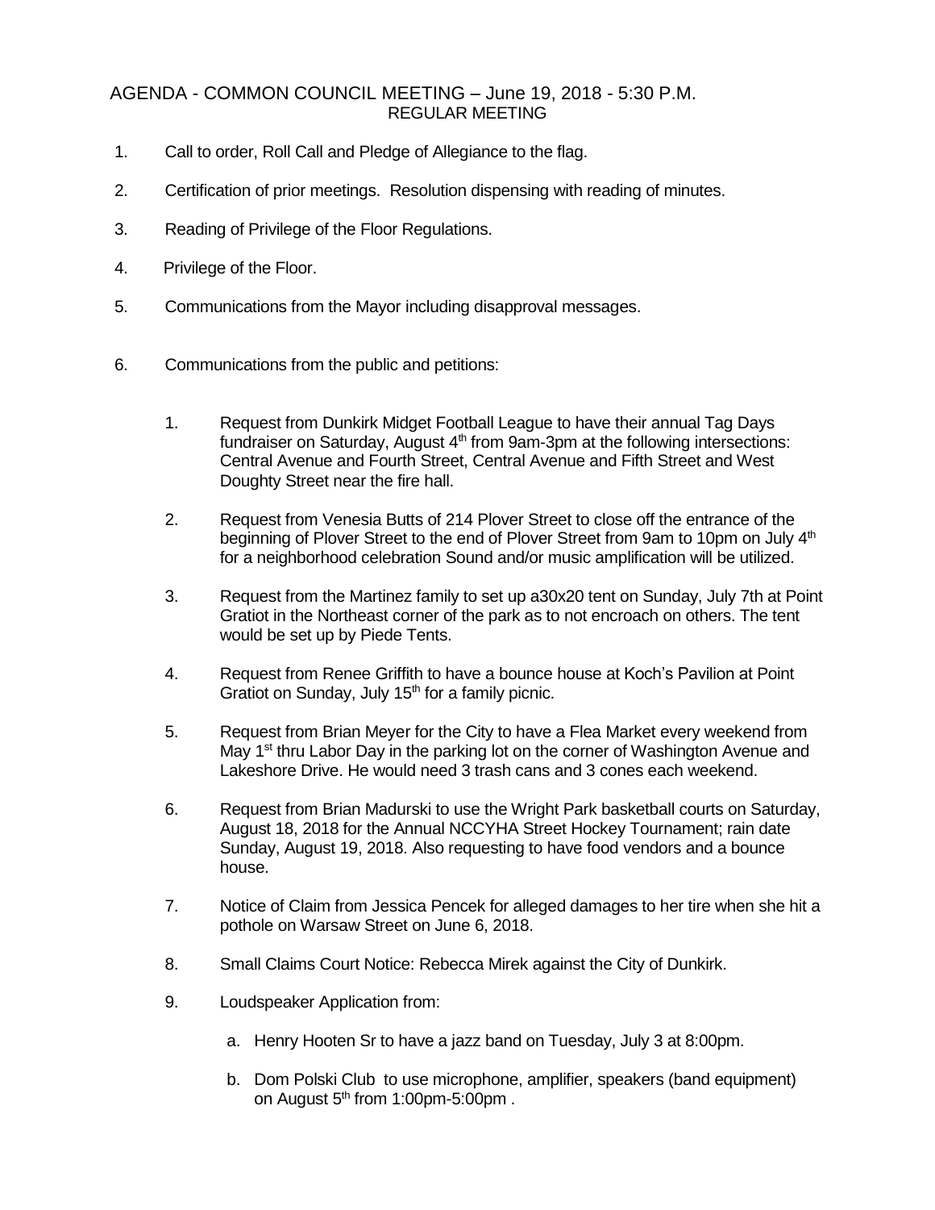# AGENDA - COMMON COUNCIL MEETING – June 19, 2018 - 5:30 P.M.
## REGULAR MEETING

1. Call to order, Roll Call and Pledge of Allegiance to the flag.

2. Certification of prior meetings. Resolution dispensing with reading of minutes.

3. Reading of Privilege of the Floor Regulations.

4. Privilege of the Floor.

5. Communications from the Mayor including disapproval messages.

6. Communications from the public and petitions:

   1. Request from Dunkirk Midget Football League to have their annual Tag Days fundraiser on Saturday, August 4th from 9am-3pm at the following intersections: Central Avenue and Fourth Street, Central Avenue and Fifth Street and West Doughty Street near the fire hall.

   2. Request from Venesia Butts of 214 Plover Street to close off the entrance of the beginning of Plover Street to the end of Plover Street from 9am to 10pm on July 4th for a neighborhood celebration Sound and/or music amplification will be utilized.

   3. Request from the Martinez family to set up a30x20 tent on Sunday, July 7th at Point Gratiot in the Northeast corner of the park as to not encroach on others. The tent would be set up by Piede Tents.

   4. Request from Renee Griffith to have a bounce house at Koch's Pavilion at Point Gratiot on Sunday, July 15th for a family picnic.

   5. Request from Brian Meyer for the City to have a Flea Market every weekend from May 1st thru Labor Day in the parking lot on the corner of Washington Avenue and Lakeshore Drive. He would need 3 trash cans and 3 cones each weekend.

   6. Request from Brian Madurski to use the Wright Park basketball courts on Saturday, August 18, 2018 for the Annual NCCYHA Street Hockey Tournament; rain date Sunday, August 19, 2018. Also requesting to have food vendors and a bounce house.

   7. Notice of Claim from Jessica Pencek for alleged damages to her tire when she hit a pothole on Warsaw Street on June 6, 2018.

   8. Small Claims Court Notice: Rebecca Mirek against the City of Dunkirk.

   9. Loudspeaker Application from:

      a. Henry Hooten Sr to have a jazz band on Tuesday, July 3 at 8:00pm.

      b. Dom Polski Club to use microphone, amplifier, speakers (band equipment) on August 5th from 1:00pm-5:00pm .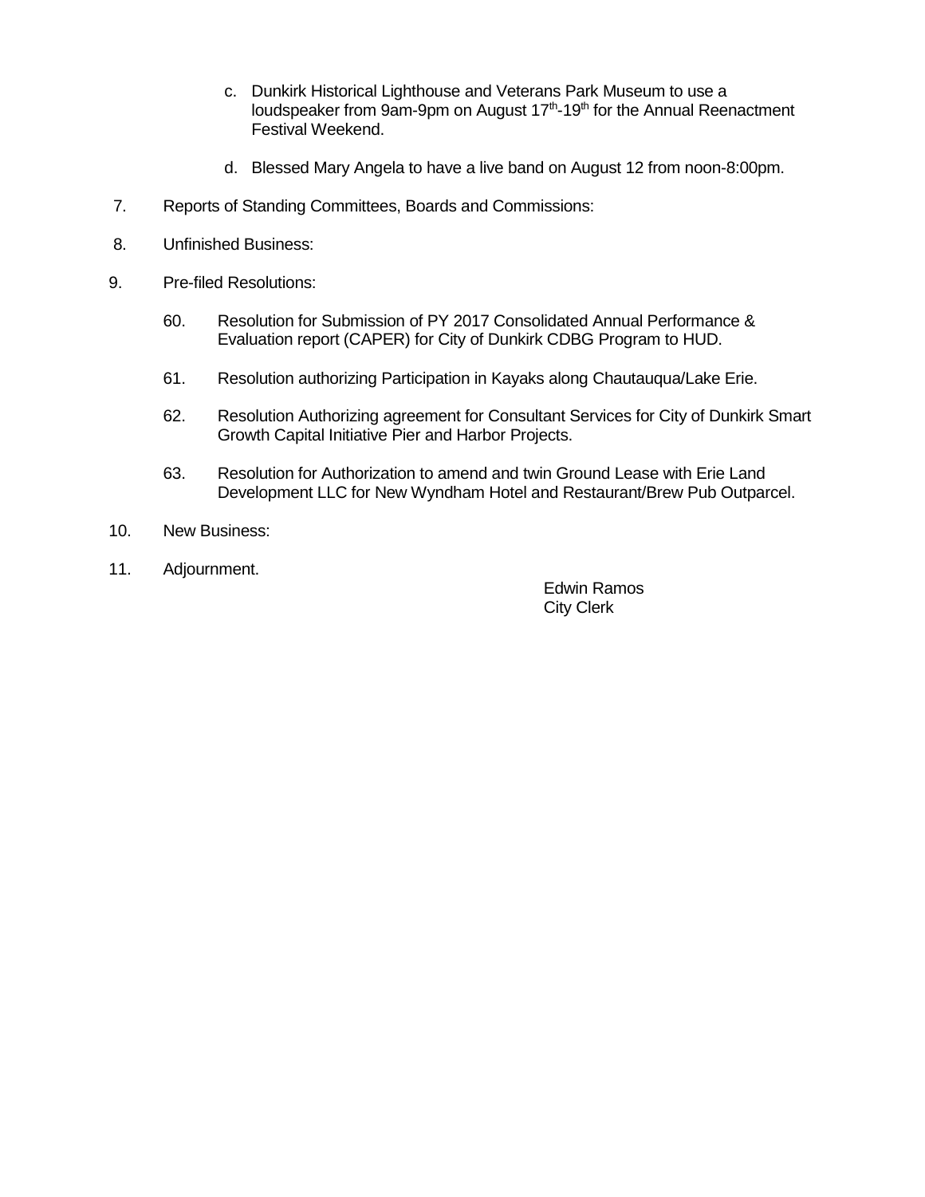c. Dunkirk Historical Lighthouse and Veterans Park Museum to use a loudspeaker from 9am-9pm on August 17th-19th for the Annual Reenactment Festival Weekend.

d. Blessed Mary Angela to have a live band on August 12 from noon-8:00pm.

7. Reports of Standing Committees, Boards and Commissions:

8. Unfinished Business:

9. Pre-filed Resolutions:

   60. Resolution for Submission of PY 2017 Consolidated Annual Performance & Evaluation report (CAPER) for City of Dunkirk CDBG Program to HUD.

   61. Resolution authorizing Participation in Kayaks along Chautauqua/Lake Erie.

   62. Resolution Authorizing agreement for Consultant Services for City of Dunkirk Smart Growth Capital Initiative Pier and Harbor Projects.

   63. Resolution for Authorization to amend and twin Ground Lease with Erie Land Development LLC for New Wyndham Hotel and Restaurant/Brew Pub Outparcel.

10. New Business:

11. Adjournment.

Edwin Ramos
City Clerk